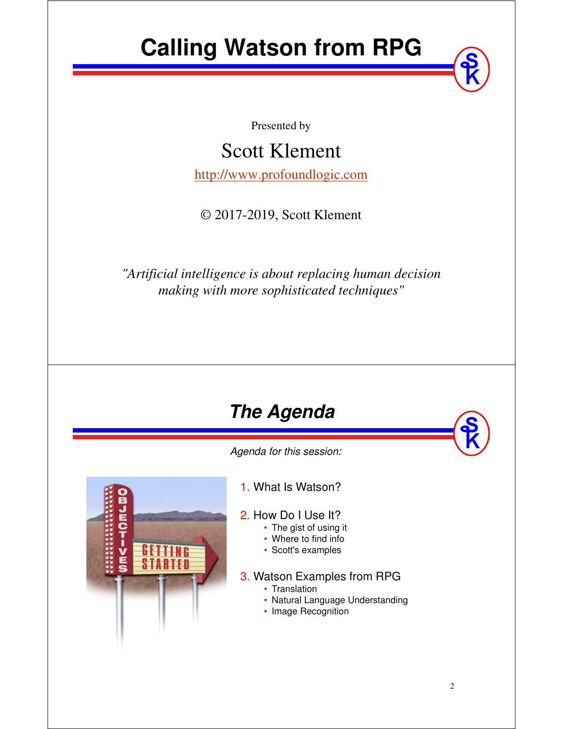# Calling Watson from RPG

Presented by

Scott Klement

http://www.profoundlogic.com

© 2017-2019, Scott Klement

*"Artificial intelligence is about replacing human decision making with more sophisticated techniques"*

## *The Agenda*

*Agenda for this session:*

1. What Is Watson?
2. How Do I Use It?
   - The gist of using it
   - Where to find info
   - Scott's examples
3. Watson Examples from RPG
   - Translation
   - Natural Language Understanding
   - Image Recognition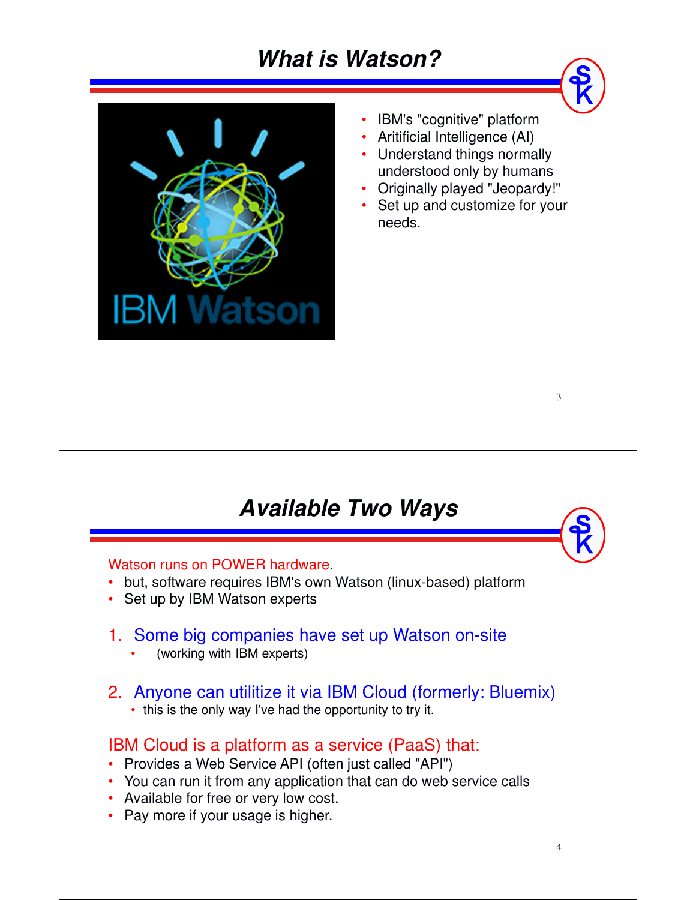## What is Watson?

- IBM's "cognitive" platform
- Aritificial Intelligence (AI)
- Understand things normally understood only by humans
- Originally played "Jeopardy!"
- Set up and customize for your needs.

## Available Two Ways

Watson runs on POWER hardware.

- but, software requires IBM's own Watson (linux-based) platform
- Set up by IBM Watson experts

1. Some big companies have set up Watson on-site
   - (working with IBM experts)
2. Anyone can utilitize it via IBM Cloud (formerly: Bluemix)
   - this is the only way I've had the opportunity to try it.

IBM Cloud is a platform as a service (PaaS) that:

- Provides a Web Service API (often just called "API")
- You can run it from any application that can do web service calls
- Available for free or very low cost.
- Pay more if your usage is higher.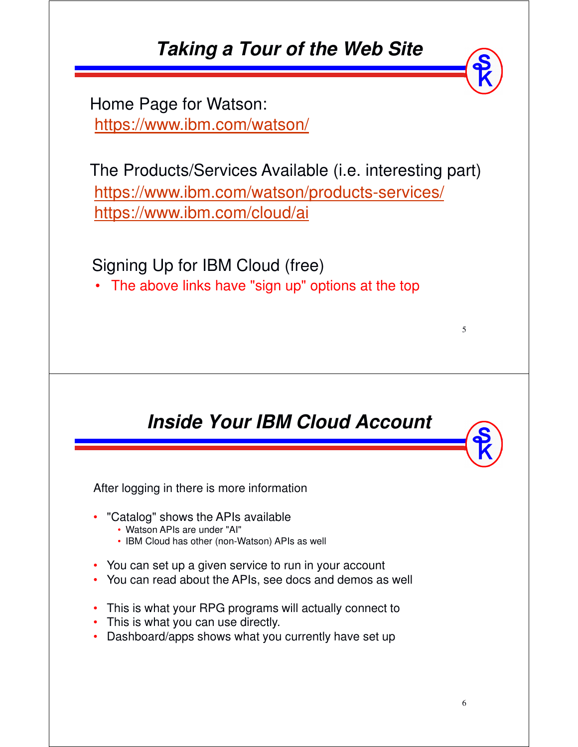## Taking a Tour of the Web Site

Home Page for Watson:
https://www.ibm.com/watson/

The Products/Services Available (i.e. interesting part)
https://www.ibm.com/watson/products-services/
https://www.ibm.com/cloud/ai

Signing Up for IBM Cloud (free)

- The above links have "sign up" options at the top

## Inside Your IBM Cloud Account

After logging in there is more information

- "Catalog" shows the APIs available
  - Watson APIs are under "AI"
  - IBM Cloud has other (non-Watson) APIs as well

- You can set up a given service to run in your account
- You can read about the APIs, see docs and demos as well

- This is what your RPG programs will actually connect to
- This is what you can use directly.
- Dashboard/apps shows what you currently have set up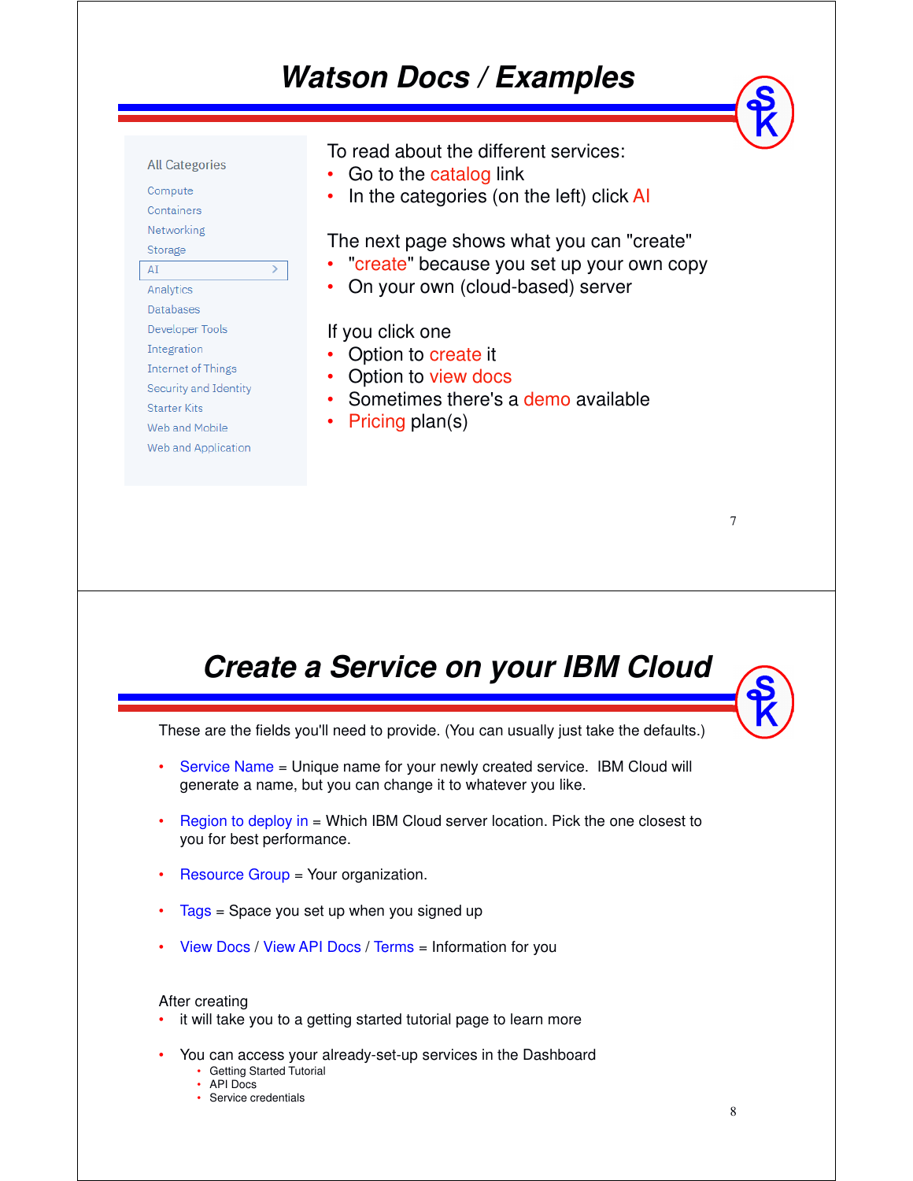# Watson Docs / Examples

All Categories

- Compute
- Containers
- Networking
- Storage
- AI
- Analytics
- Databases
- Developer Tools
- Integration
- Internet of Things
- Security and Identity
- Starter Kits
- Web and Mobile
- Web and Application

To read about the different services:

- Go to the catalog link
- In the categories (on the left) click AI

The next page shows what you can "create"

- "create" because you set up your own copy
- On your own (cloud-based) server

If you click one

- Option to create it
- Option to view docs
- Sometimes there's a demo available
- Pricing plan(s)

# Create a Service on your IBM Cloud

These are the fields you'll need to provide. (You can usually just take the defaults.)

- Service Name = Unique name for your newly created service. IBM Cloud will generate a name, but you can change it to whatever you like.
- Region to deploy in = Which IBM Cloud server location. Pick the one closest to you for best performance.
- Resource Group = Your organization.
- Tags = Space you set up when you signed up
- View Docs / View API Docs / Terms = Information for you

After creating

- it will take you to a getting started tutorial page to learn more
- You can access your already-set-up services in the Dashboard
  - Getting Started Tutorial
  - API Docs
  - Service credentials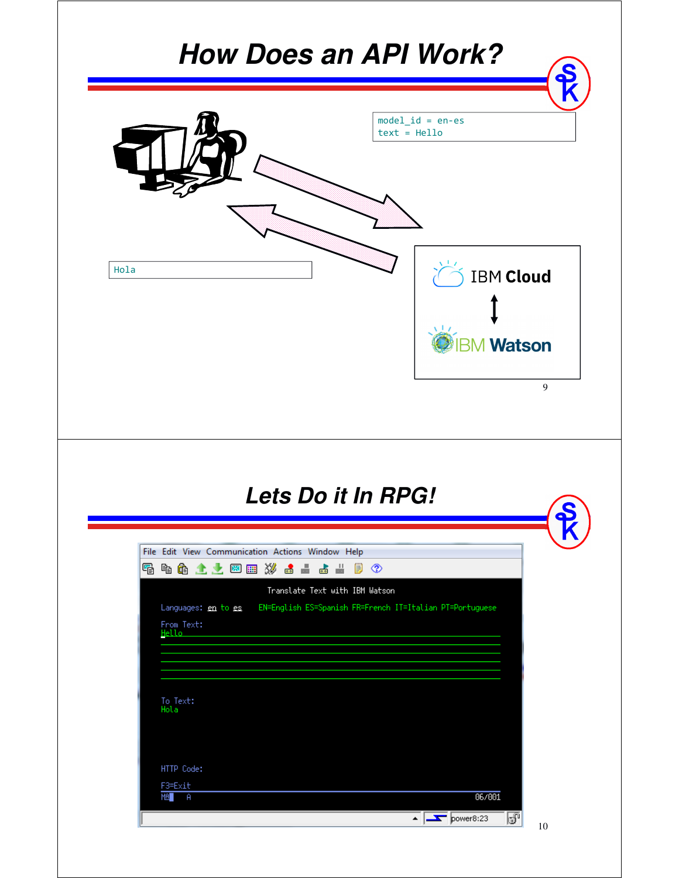# How Does an API Work?

```
model_id = en-es
text = Hello
```

```
Hola
```

IBM Cloud

IBM Watson

# Lets Do it In RPG!

```
Translate Text with IBM Watson

Languages: en to es    EN=English ES=Spanish FR=French IT=Italian PT=Portuguese

From Text:
Hello

To Text:
Hola

HTTP Code:

F3=Exit
```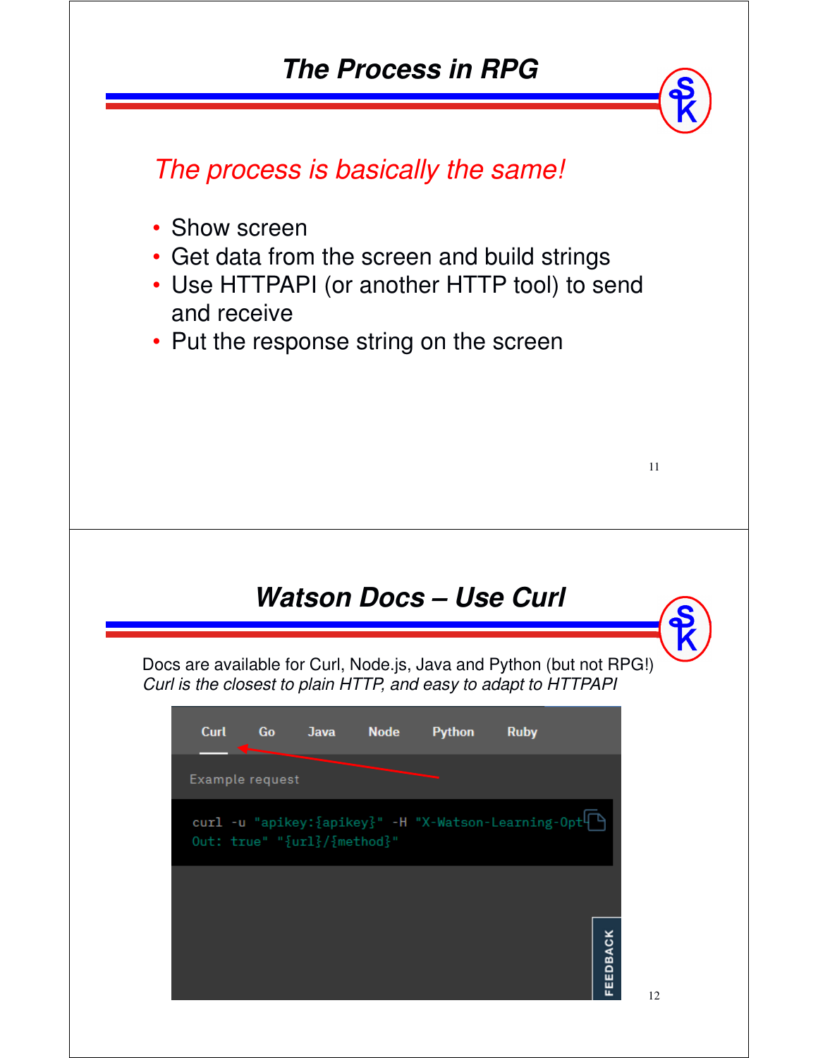## The Process in RPG

*The process is basically the same!*

- Show screen
- Get data from the screen and build strings
- Use HTTPAPI (or another HTTP tool) to send and receive
- Put the response string on the screen

## Watson Docs – Use Curl

Docs are available for Curl, Node.js, Java and Python (but not RPG!)
*Curl is the closest to plain HTTP, and easy to adapt to HTTPAPI*

Curl Go Java Node Python Ruby

Example request

```
curl -u "apikey:{apikey}" -H "X-Watson-Learning-Opt-Out: true" "{url}/{method}"
```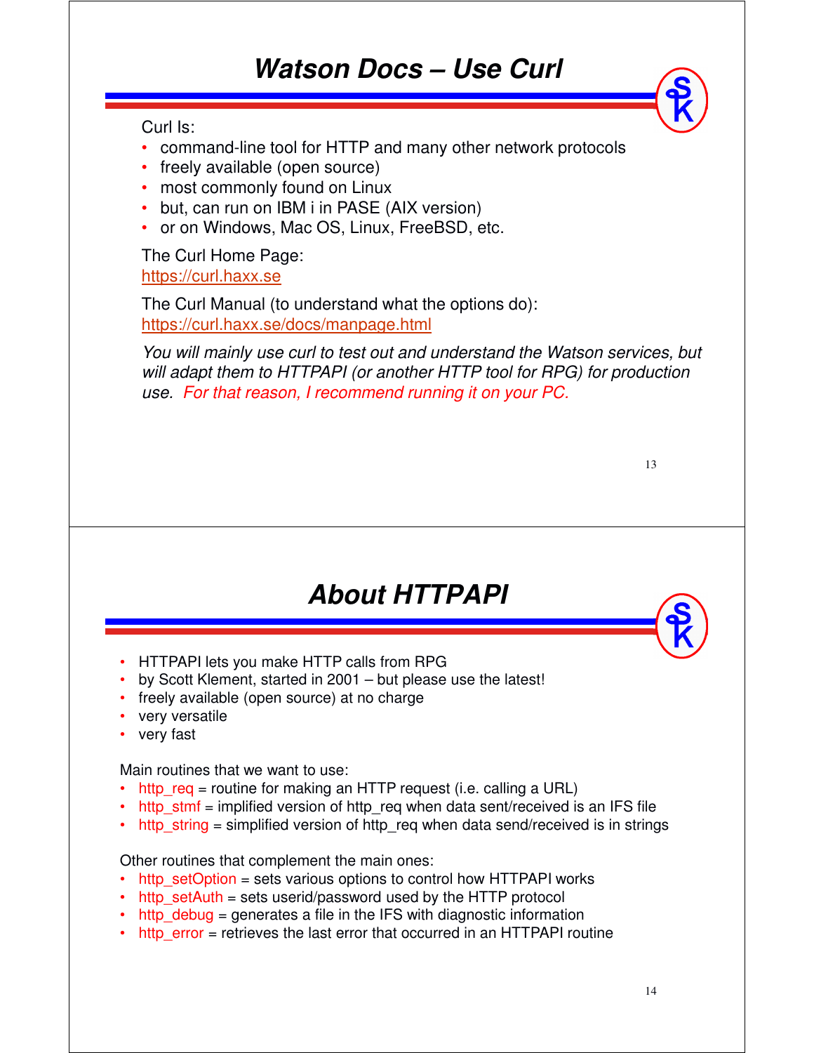# Watson Docs – Use Curl

Curl Is:

- command-line tool for HTTP and many other network protocols
- freely available (open source)
- most commonly found on Linux
- but, can run on IBM i in PASE (AIX version)
- or on Windows, Mac OS, Linux, FreeBSD, etc.

The Curl Home Page:
https://curl.haxx.se

The Curl Manual (to understand what the options do):
https://curl.haxx.se/docs/manpage.html

*You will mainly use curl to test out and understand the Watson services, but will adapt them to HTTPAPI (or another HTTP tool for RPG) for production use. For that reason, I recommend running it on your PC.*

# About HTTPAPI

- HTTPAPI lets you make HTTP calls from RPG
- by Scott Klement, started in 2001 – but please use the latest!
- freely available (open source) at no charge
- very versatile
- very fast

Main routines that we want to use:

- http_req = routine for making an HTTP request (i.e. calling a URL)
- http_stmf = implified version of http_req when data sent/received is an IFS file
- http_string = simplified version of http_req when data send/received is in strings

Other routines that complement the main ones:

- http_setOption = sets various options to control how HTTPAPI works
- http_setAuth = sets userid/password used by the HTTP protocol
- http_debug = generates a file in the IFS with diagnostic information
- http_error = retrieves the last error that occurred in an HTTPAPI routine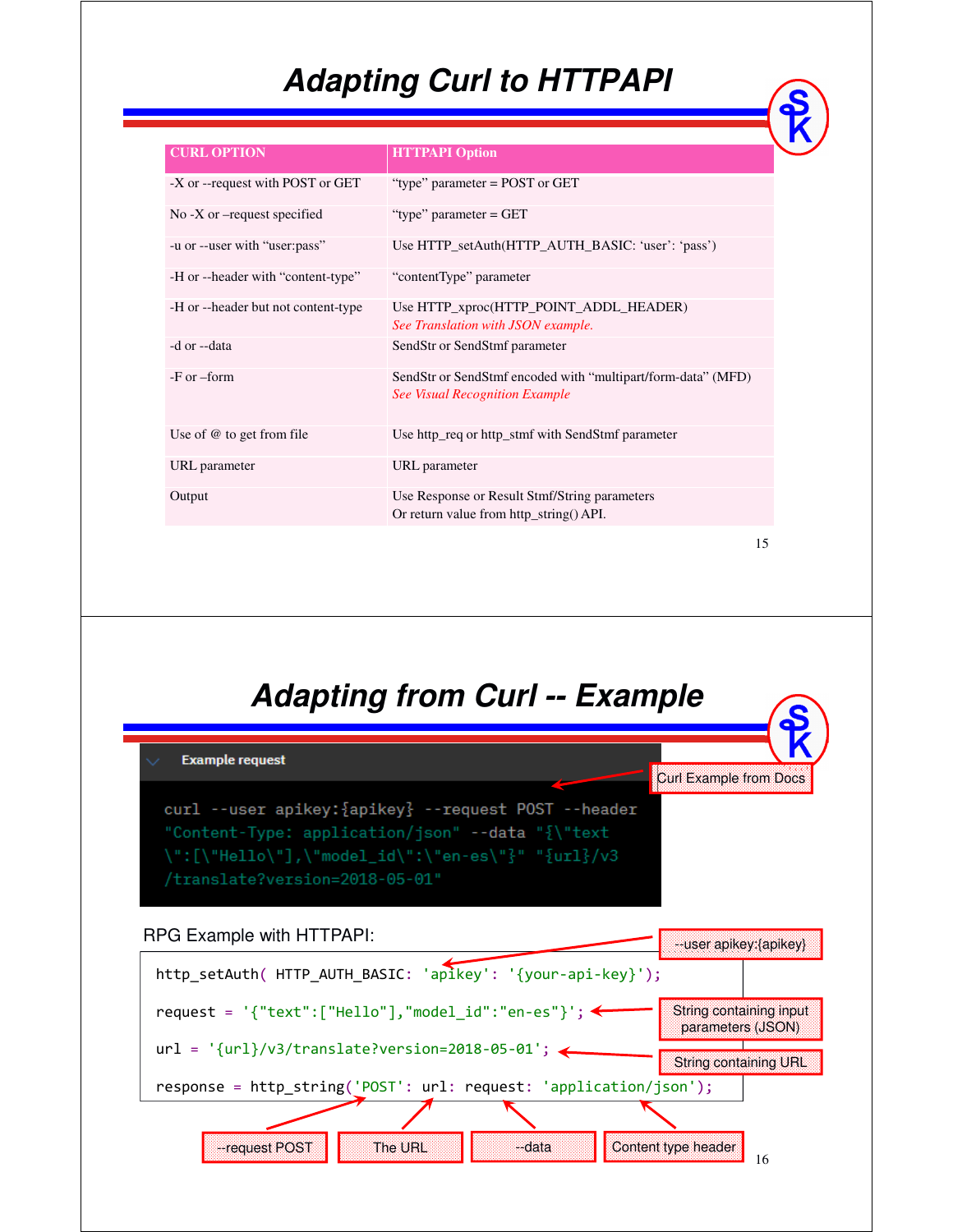# Adapting Curl to HTTPAPI

| CURL OPTION | HTTPAPI Option |
|---|---|
| -X or --request with POST or GET | "type" parameter = POST or GET |
| No -X or –request specified | "type" parameter = GET |
| -u or --user with "user:pass" | Use HTTP_setAuth(HTTP_AUTH_BASIC: 'user': 'pass') |
| -H or --header with "content-type" | "contentType" parameter |
| -H or --header but not content-type | Use HTTP_xproc(HTTP_POINT_ADDL_HEADER) *See Translation with JSON example.* |
| -d or --data | SendStr or SendStmf parameter |
| -F or –form | SendStr or SendStmf encoded with "multipart/form-data" (MFD) *See Visual Recognition Example* |
| Use of @ to get from file | Use http_req or http_stmf with SendStmf parameter |
| URL parameter | URL parameter |
| Output | Use Response or Result Stmf/String parameters Or return value from http_string() API. |

# Adapting from Curl -- Example

**Example request** (Curl Example from Docs)

```
curl --user apikey:{apikey} --request POST --header
"Content-Type: application/json" --data "{\"text
\":[\"Hello\"],\"model_id\":\"en-es\"}" "{url}/v3
/translate?version=2018-05-01"
```

RPG Example with HTTPAPI:

```
http_setAuth( HTTP_AUTH_BASIC: 'apikey': '{your-api-key}');

request = '{"text":["Hello"],"model_id":"en-es"}';

url = '{url}/v3/translate?version=2018-05-01';

response = http_string('POST': url: request: 'application/json');
```

- --user apikey:{apikey} → `http_setAuth( HTTP_AUTH_BASIC: 'apikey': '{your-api-key}')`
- String containing input parameters (JSON) → `request`
- String containing URL → `url`
- --request POST → `'POST'`
- The URL → `url`
- --data → `request`
- Content type header → `'application/json'`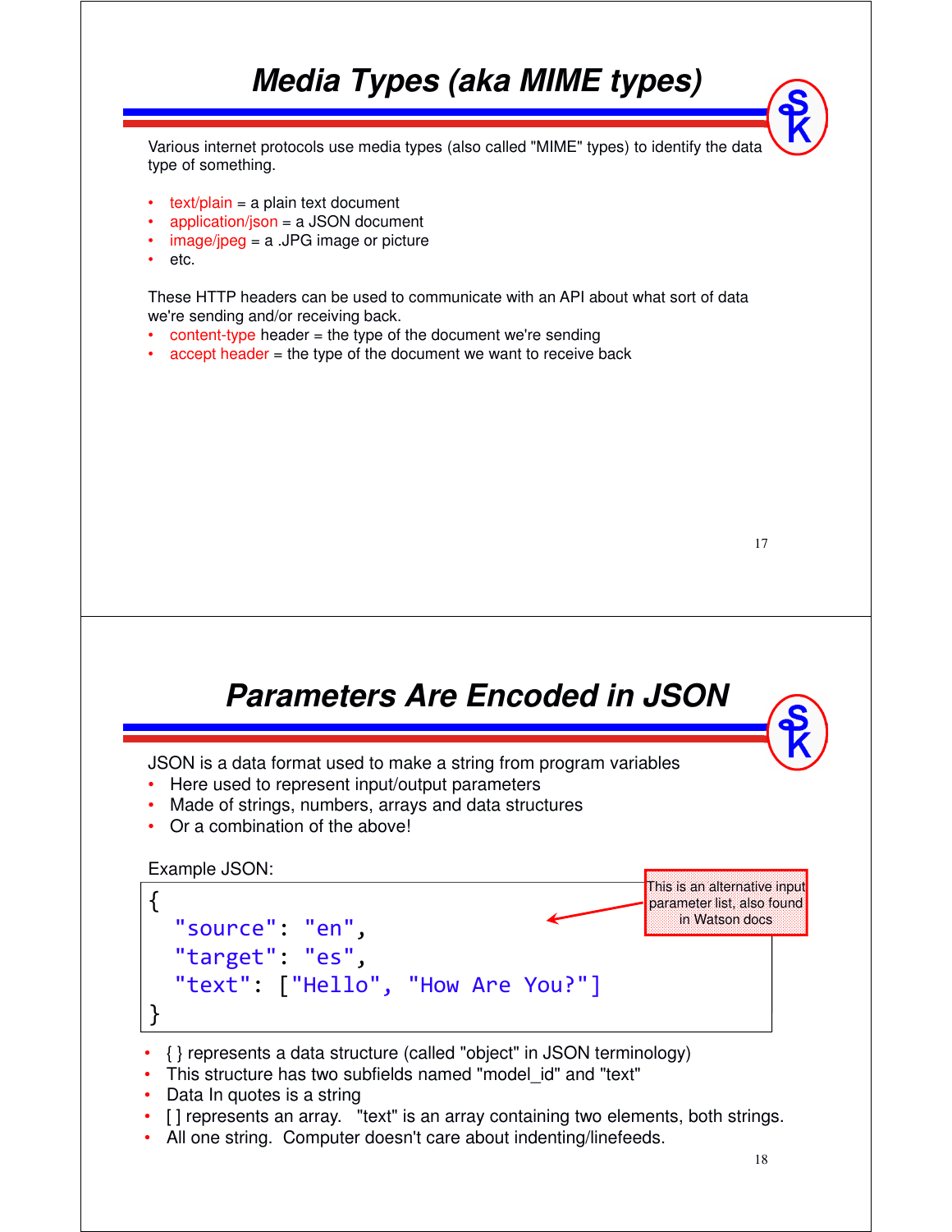# Media Types (aka MIME types)

Various internet protocols use media types (also called "MIME" types) to identify the data type of something.

- text/plain = a plain text document
- application/json = a JSON document
- image/jpeg = a .JPG image or picture
- etc.

These HTTP headers can be used to communicate with an API about what sort of data we're sending and/or receiving back.

- content-type header = the type of the document we're sending
- accept header = the type of the document we want to receive back

# Parameters Are Encoded in JSON

JSON is a data format used to make a string from program variables

- Here used to represent input/output parameters
- Made of strings, numbers, arrays and data structures
- Or a combination of the above!

Example JSON:

```
{
  "source": "en",
  "target": "es",
  "text": ["Hello", "How Are You?"]
}
```

This is an alternative input parameter list, also found in Watson docs

- { } represents a data structure (called "object" in JSON terminology)
- This structure has two subfields named "model_id" and "text"
- Data In quotes is a string
- [ ] represents an array. "text" is an array containing two elements, both strings.
- All one string. Computer doesn't care about indenting/linefeeds.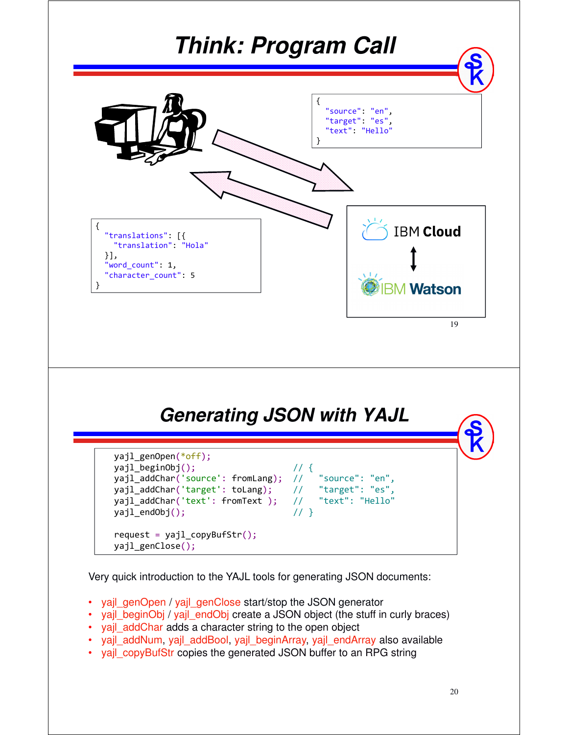# Think: Program Call

```
{
  "source": "en",
  "target": "es",
  "text": "Hello"
}
```

```
{
  "translations": [{
    "translation": "Hola"
  }],
  "word_count": 1,
  "character_count": 5
}
```

IBM Cloud

IBM Watson

# Generating JSON with YAJL

```
yajl_genOpen(*off);
yajl_beginObj();                       // {
yajl_addChar('source': fromLang);      //   "source": "en",
yajl_addChar('target': toLang);        //   "target": "es",
yajl_addChar('text': fromText );       //   "text": "Hello"
yajl_endObj();                         // }

request = yajl_copyBufStr();
yajl_genClose();
```

Very quick introduction to the YAJL tools for generating JSON documents:

- yajl_genOpen / yajl_genClose start/stop the JSON generator
- yajl_beginObj / yajl_endObj create a JSON object (the stuff in curly braces)
- yajl_addChar adds a character string to the open object
- yajl_addNum, yajl_addBool, yajl_beginArray, yajl_endArray also available
- yajl_copyBufStr copies the generated JSON buffer to an RPG string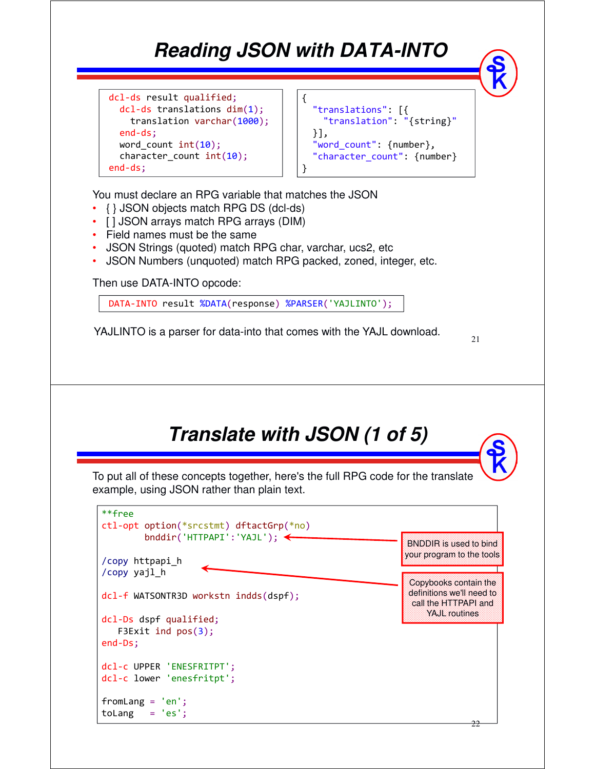# Reading JSON with DATA-INTO

```
dcl-ds result qualified;
  dcl-ds translations dim(1);
    translation varchar(1000);
  end-ds;
  word_count int(10);
  character_count int(10);
end-ds;
```

```
{
  "translations": [{
    "translation": "{string}"
  }],
  "word_count": {number},
  "character_count": {number}
}
```

You must declare an RPG variable that matches the JSON

- { } JSON objects match RPG DS (dcl-ds)
- [ ] JSON arrays match RPG arrays (DIM)
- Field names must be the same
- JSON Strings (quoted) match RPG char, varchar, ucs2, etc
- JSON Numbers (unquoted) match RPG packed, zoned, integer, etc.

Then use DATA-INTO opcode:

```
DATA-INTO result %DATA(response) %PARSER('YAJLINTO');
```

YAJLINTO is a parser for data-into that comes with the YAJL download.

# Translate with JSON (1 of 5)

To put all of these concepts together, here's the full RPG code for the translate example, using JSON rather than plain text.

```
**free
ctl-opt option(*srcstmt) dftactGrp(*no)
        bnddir('HTTPAPI':'YAJL');

/copy httpapi_h
/copy yajl_h

dcl-f WATSONTR3D workstn indds(dspf);

dcl-Ds dspf qualified;
   F3Exit ind pos(3);
end-Ds;

dcl-c UPPER 'ENESFRITPT';
dcl-c lower 'enesfritpt';

fromLang = 'en';
toLang   = 'es';
```

BNDDIR is used to bind your program to the tools

Copybooks contain the definitions we'll need to call the HTTPAPI and YAJL routines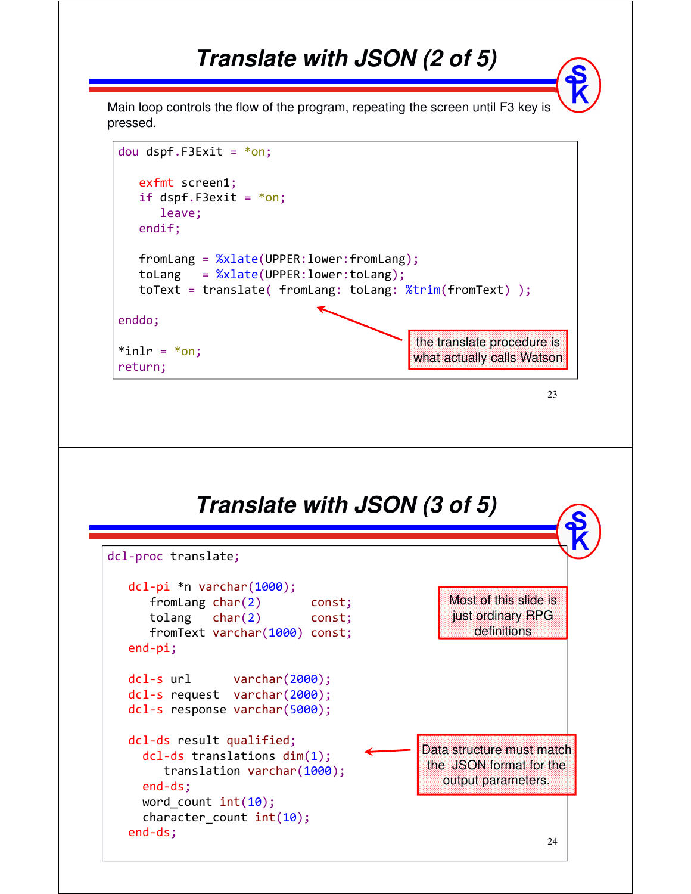# Translate with JSON (2 of 5)

Main loop controls the flow of the program, repeating the screen until F3 key is pressed.

```
dou dspf.F3Exit = *on;

   exfmt screen1;
   if dspf.F3exit = *on;
      leave;
   endif;

   fromLang = %xlate(UPPER:lower:fromLang);
   toLang   = %xlate(UPPER:lower:toLang);
   toText = translate( fromLang: toLang: %trim(fromText) );

enddo;

*inlr = *on;
return;
```

the translate procedure is what actually calls Watson

# Translate with JSON (3 of 5)

```
dcl-proc translate;

   dcl-pi *n varchar(1000);
      fromLang char(2)       const;
      tolang   char(2)       const;
      fromText varchar(1000) const;
   end-pi;

   dcl-s url      varchar(2000);
   dcl-s request  varchar(2000);
   dcl-s response varchar(5000);

   dcl-ds result qualified;
     dcl-ds translations dim(1);
        translation varchar(1000);
     end-ds;
     word_count int(10);
     character_count int(10);
   end-ds;
```

Most of this slide is just ordinary RPG definitions

Data structure must match the JSON format for the output parameters.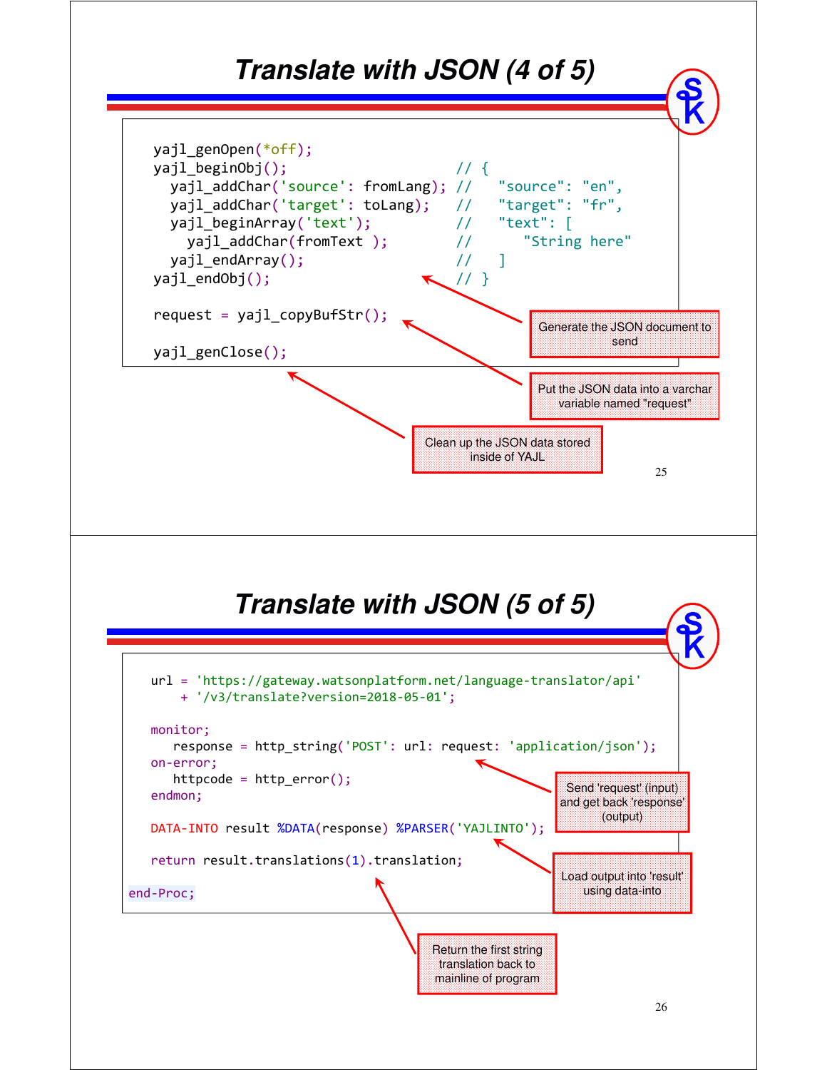# Translate with JSON (4 of 5)

```
yajl_genOpen(*off);
yajl_beginObj();                         // {
  yajl_addChar('source': fromLang);      //   "source": "en",
  yajl_addChar('target': toLang);        //   "target": "fr",
  yajl_beginArray('text');               //   "text": [
    yajl_addChar(fromText );             //     "String here"
  yajl_endArray();                       //   ]
yajl_endObj();                           // }

request = yajl_copyBufStr();

yajl_genClose();
```

Generate the JSON document to send

Put the JSON data into a varchar variable named "request"

Clean up the JSON data stored inside of YAJL

# Translate with JSON (5 of 5)

```
url = 'https://gateway.watsonplatform.net/language-translator/api'
    + '/v3/translate?version=2018-05-01';

monitor;
   response = http_string('POST': url: request: 'application/json');
on-error;
   httpcode = http_error();
endmon;

DATA-INTO result %DATA(response) %PARSER('YAJLINTO');

return result.translations(1).translation;

end-Proc;
```

Send 'request' (input) and get back 'response' (output)

Load output into 'result' using data-into

Return the first string translation back to mainline of program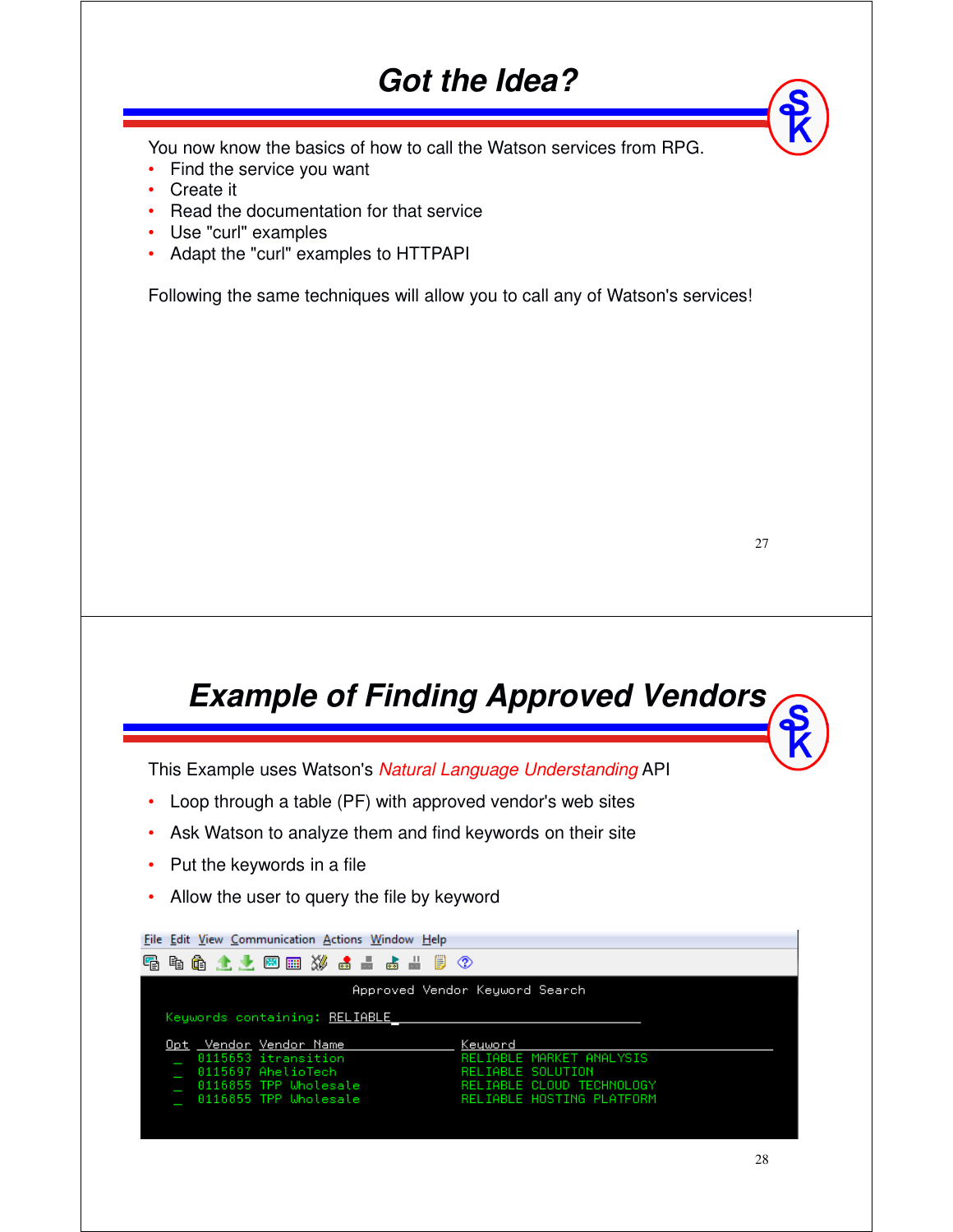# Got the Idea?

You now know the basics of how to call the Watson services from RPG.

- Find the service you want
- Create it
- Read the documentation for that service
- Use "curl" examples
- Adapt the "curl" examples to HTTPAPI

Following the same techniques will allow you to call any of Watson's services!

# Example of Finding Approved Vendors

This Example uses Watson's *Natural Language Understanding* API

- Loop through a table (PF) with approved vendor's web sites
- Ask Watson to analyze them and find keywords on their site
- Put the keywords in a file
- Allow the user to query the file by keyword

```
File  Edit  View  Communication  Actions  Window  Help

                    Approved Vendor Keyword Search

 Keywords containing: RELIABLE_

 Opt  Vendor  Vendor Name                  Keyword
  _   0115653 itransition                  RELIABLE MARKET ANALYSIS
  _   0115697 AhelioTech                   RELIABLE SOLUTION
  _   0116855 TPP Wholesale                RELIABLE CLOUD TECHNOLOGY
  _   0116855 TPP Wholesale                RELIABLE HOSTING PLATFORM
```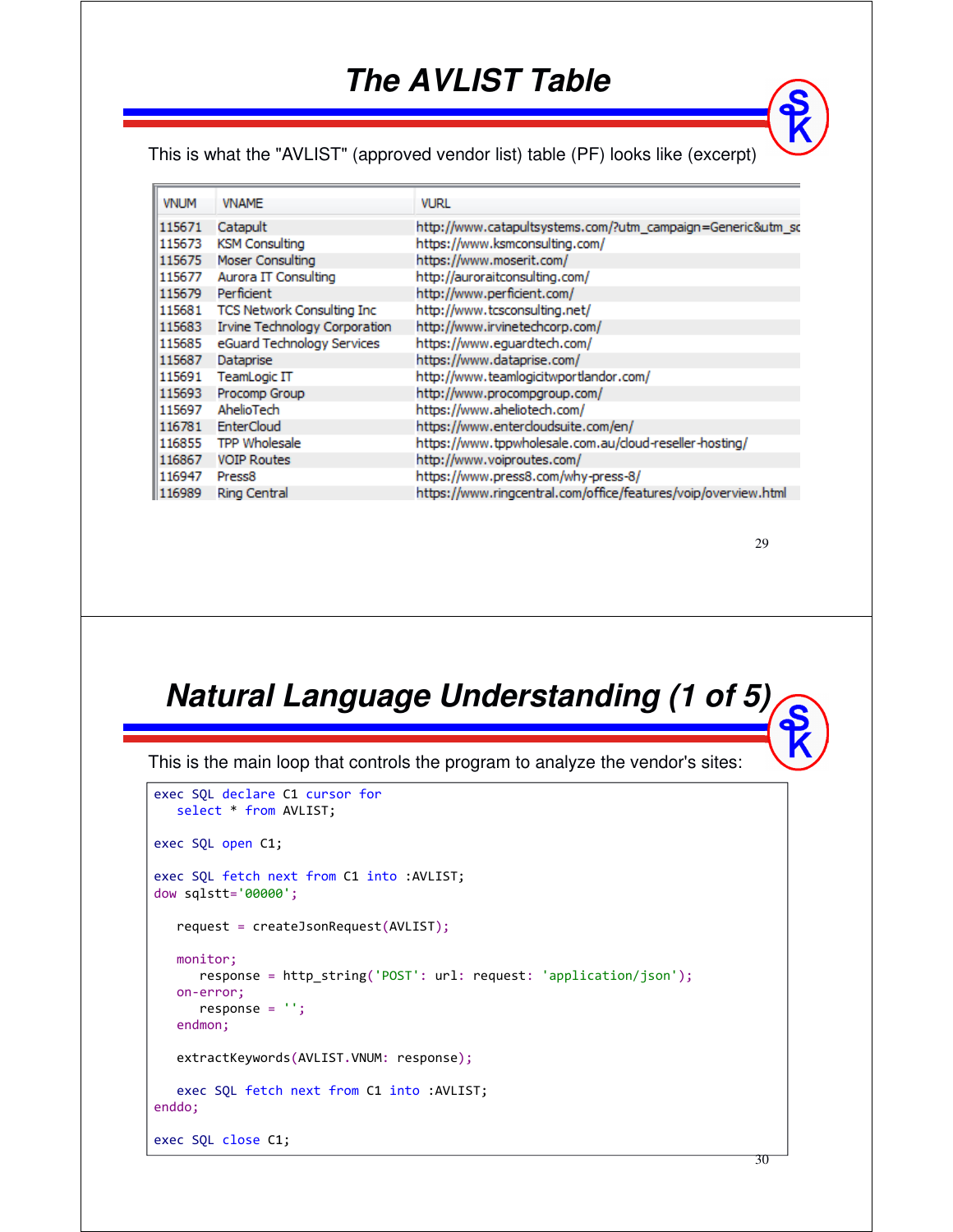# The AVLIST Table

This is what the "AVLIST" (approved vendor list) table (PF) looks like (excerpt)

| VNUM | VNAME | VURL |
|---|---|---|
| 115671 | Catapult | http://www.catapultsystems.com/?utm_campaign=Generic&utm_sc |
| 115673 | KSM Consulting | https://www.ksmconsulting.com/ |
| 115675 | Moser Consulting | https://www.moserit.com/ |
| 115677 | Aurora IT Consulting | http://auroraitconsulting.com/ |
| 115679 | Perficient | http://www.perficient.com/ |
| 115681 | TCS Network Consulting Inc | http://www.tcsconsulting.net/ |
| 115683 | Irvine Technology Corporation | http://www.irvinetechcorp.com/ |
| 115685 | eGuard Technology Services | https://www.eguardtech.com/ |
| 115687 | Dataprise | https://www.dataprise.com/ |
| 115691 | TeamLogic IT | http://www.teamlogicitwportlandor.com/ |
| 115693 | Procomp Group | http://www.procompgroup.com/ |
| 115697 | AhelioTech | https://www.aheliotech.com/ |
| 116781 | EnterCloud | https://www.entercloudsuite.com/en/ |
| 116855 | TPP Wholesale | https://www.tppwholesale.com.au/cloud-reseller-hosting/ |
| 116867 | VOIP Routes | http://www.voiproutes.com/ |
| 116947 | Press8 | https://www.press8.com/why-press-8/ |
| 116989 | Ring Central | https://www.ringcentral.com/office/features/voip/overview.html |

# Natural Language Understanding (1 of 5)

This is the main loop that controls the program to analyze the vendor's sites:

```
exec SQL declare C1 cursor for
   select * from AVLIST;

exec SQL open C1;

exec SQL fetch next from C1 into :AVLIST;
dow sqlstt='00000';

   request = createJsonRequest(AVLIST);

   monitor;
      response = http_string('POST': url: request: 'application/json');
   on-error;
      response = '';
   endmon;

   extractKeywords(AVLIST.VNUM: response);

   exec SQL fetch next from C1 into :AVLIST;
enddo;

exec SQL close C1;
```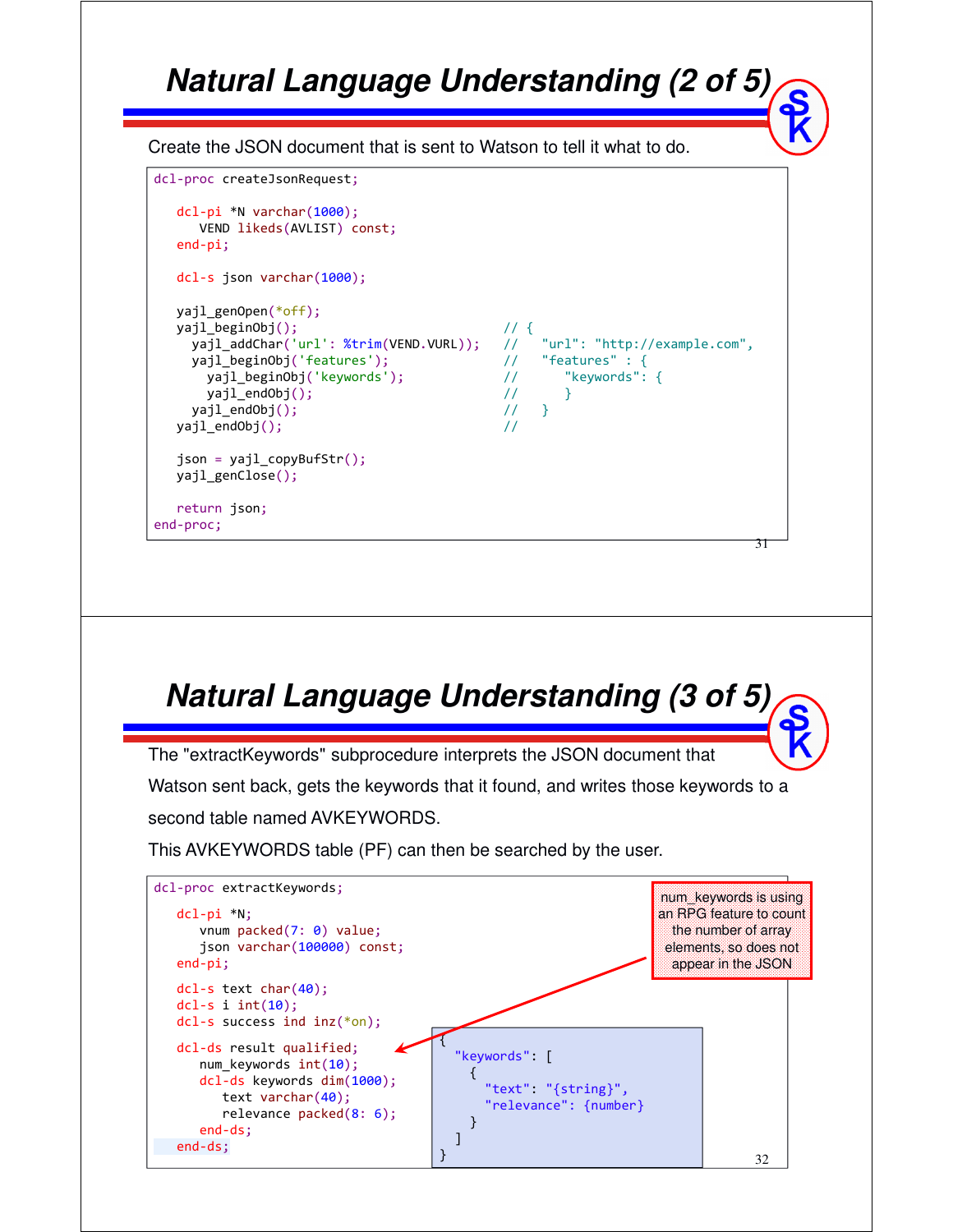# Natural Language Understanding (2 of 5)

Create the JSON document that is sent to Watson to tell it what to do.

```
dcl-proc createJsonRequest;

   dcl-pi *N varchar(1000);
      VEND likeds(AVLIST) const;
   end-pi;

   dcl-s json varchar(1000);

   yajl_genOpen(*off);
   yajl_beginObj();                                // {
     yajl_addChar('url': %trim(VEND.VURL));        //   "url": "http://example.com",
     yajl_beginObj('features');                    //   "features" : {
       yajl_beginObj('keywords');                  //      "keywords": {
       yajl_endObj();                              //      }
     yajl_endObj();                                //   }
   yajl_endObj();                                  //

   json = yajl_copyBufStr();
   yajl_genClose();

   return json;
end-proc;
```

# Natural Language Understanding (3 of 5)

The "extractKeywords" subprocedure interprets the JSON document that Watson sent back, gets the keywords that it found, and writes those keywords to a second table named AVKEYWORDS.

This AVKEYWORDS table (PF) can then be searched by the user.

```
dcl-proc extractKeywords;

   dcl-pi *N;
      vnum packed(7: 0) value;
      json varchar(100000) const;
   end-pi;

   dcl-s text char(40);
   dcl-s i int(10);
   dcl-s success ind inz(*on);

   dcl-ds result qualified;
      num_keywords int(10);
      dcl-ds keywords dim(1000);
         text varchar(40);
         relevance packed(8: 6);
      end-ds;
   end-ds;
```

```
{
  "keywords": [
    {
      "text": "{string}",
      "relevance": {number}
    }
  ]
}
```

num_keywords is using an RPG feature to count the number of array elements, so does not appear in the JSON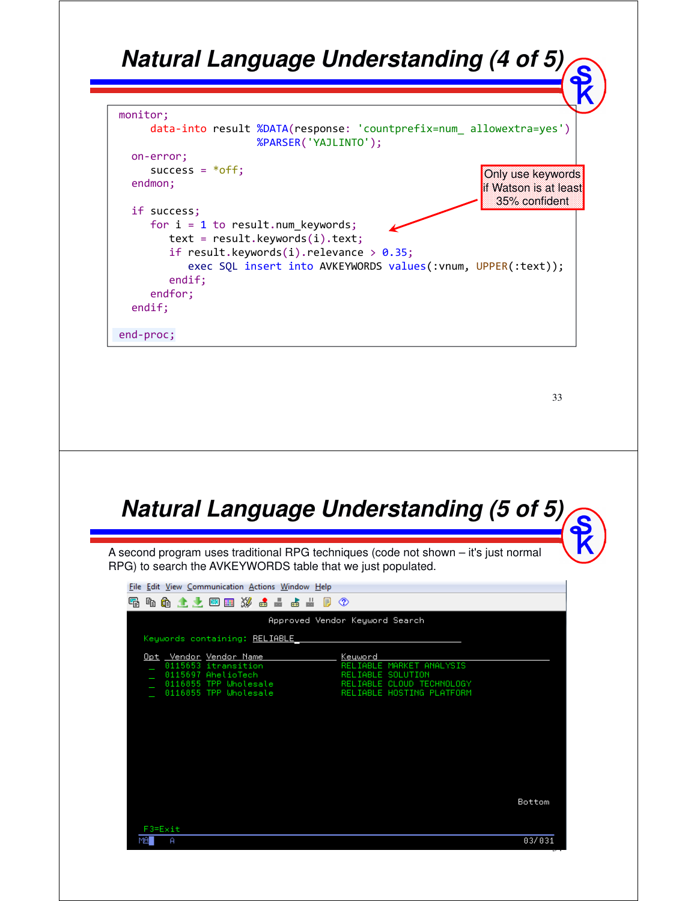# Natural Language Understanding (4 of 5)

```
monitor;
     data-into result %DATA(response: 'countprefix=num_ allowextra=yes')
                      %PARSER('YAJLINTO');
  on-error;
     success = *off;
  endmon;

  if success;
     for i = 1 to result.num_keywords;
        text = result.keywords(i).text;
        if result.keywords(i).relevance > 0.35;
           exec SQL insert into AVKEYWORDS values(:vnum, UPPER(:text));
        endif;
     endfor;
  endif;

end-proc;
```

Only use keywords if Watson is at least 35% confident

# Natural Language Understanding (5 of 5)

A second program uses traditional RPG techniques (code not shown – it's just normal RPG) to search the AVKEYWORDS table that we just populated.

```
File  Edit  View  Communication  Actions  Window  Help

                        Approved Vendor Keyword Search

  Keywords containing: RELIABLE_

  Opt  Vendor  Vendor Name                  Keyword
   _   0115653 itransition                  RELIABLE MARKET ANALYSIS
   _   0115697 AhelioTech                   RELIABLE SOLUTION
   _   0116855 TPP Wholesale                RELIABLE CLOUD TECHNOLOGY
   _   0116855 TPP Wholesale                RELIABLE HOSTING PLATFORM

                                                                    Bottom
  F3=Exit
MA         A                                                        03/031
```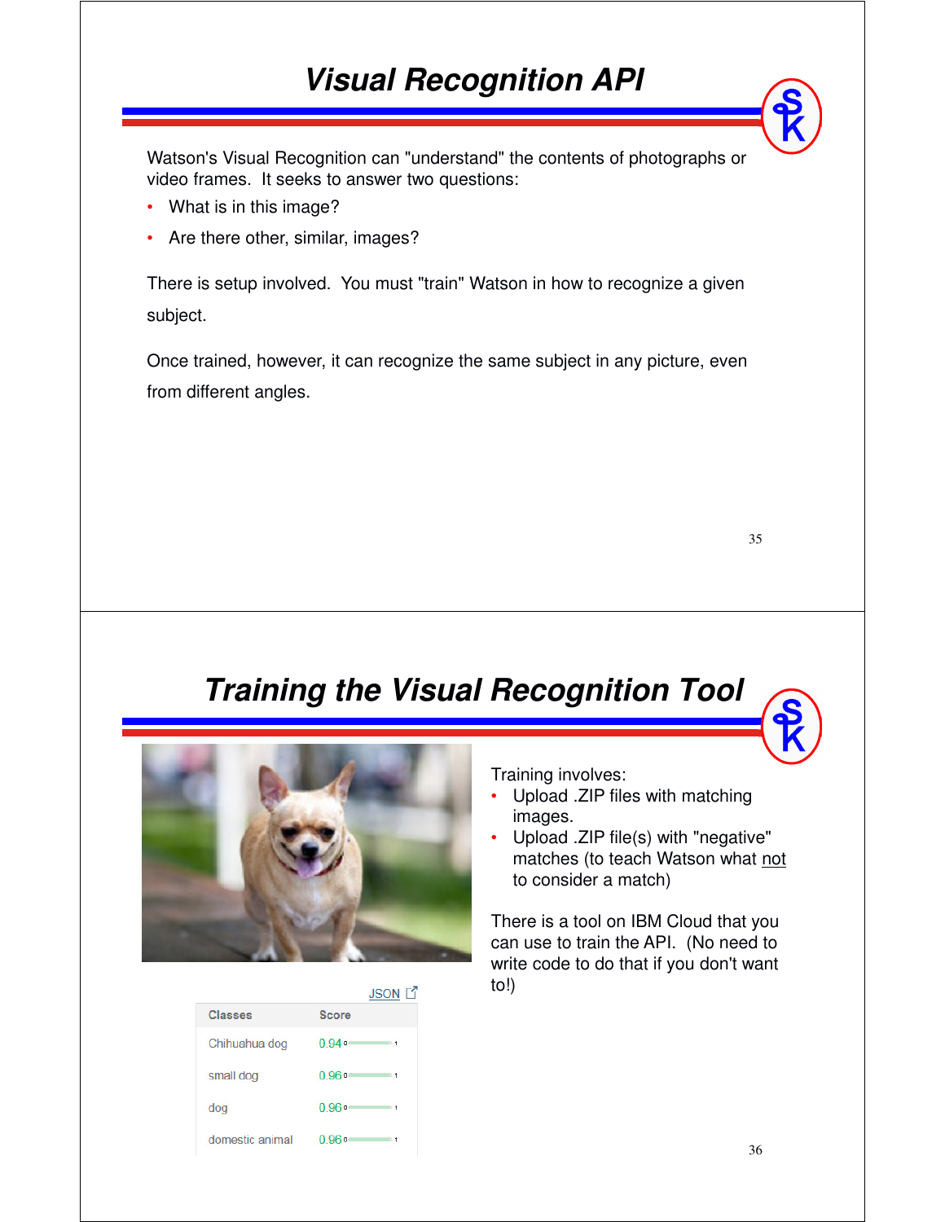# Visual Recognition API

Watson's Visual Recognition can "understand" the contents of photographs or video frames. It seeks to answer two questions:

- What is in this image?
- Are there other, similar, images?

There is setup involved. You must "train" Watson in how to recognize a given subject.

Once trained, however, it can recognize the same subject in any picture, even from different angles.

# Training the Visual Recognition Tool

JSON

| Classes | Score |
|---|---|
| Chihuahua dog | 0.94 |
| small dog | 0.96 |
| dog | 0.96 |
| domestic animal | 0.96 |

Training involves:

- Upload .ZIP files with matching images.
- Upload .ZIP file(s) with "negative" matches (to teach Watson what not to consider a match)

There is a tool on IBM Cloud that you can use to train the API. (No need to write code to do that if you don't want to!)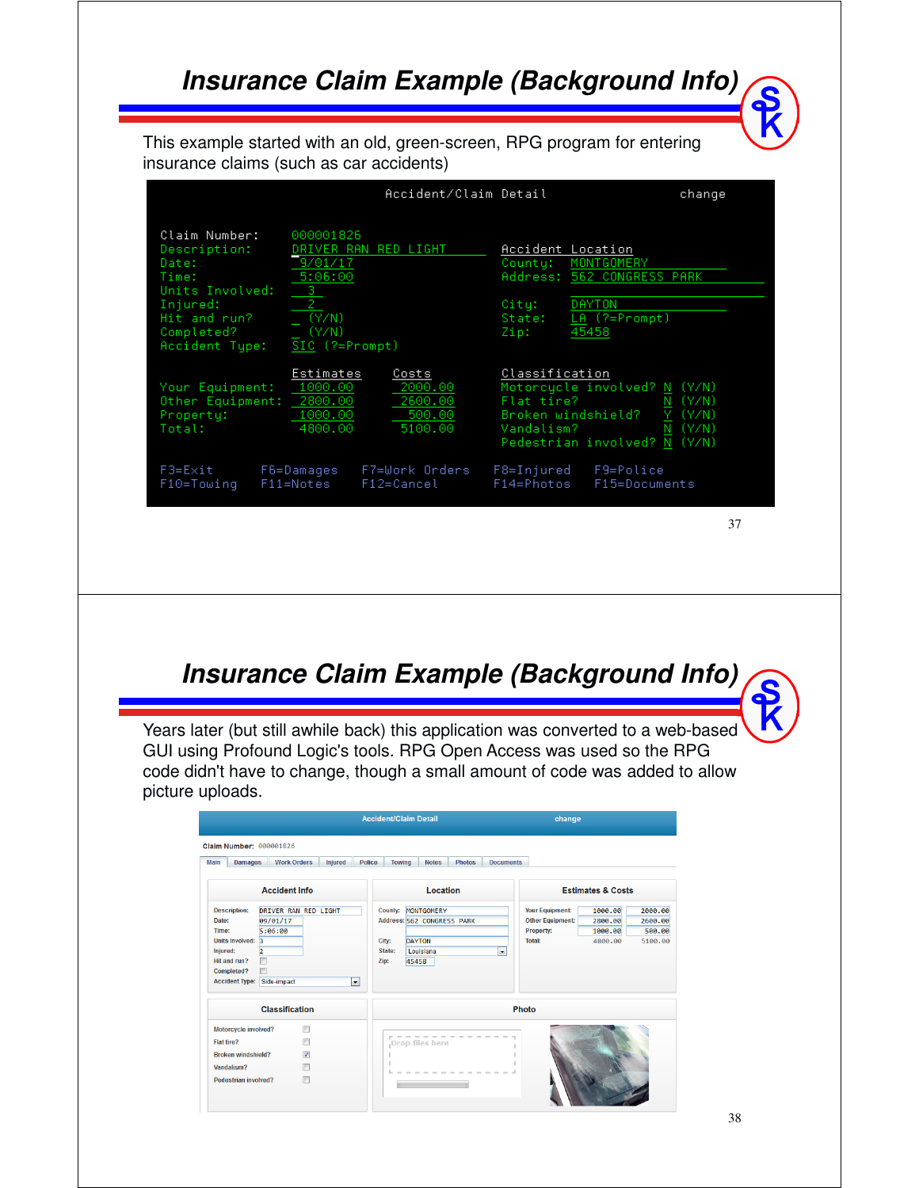# Insurance Claim Example (Background Info)

This example started with an old, green-screen, RPG program for entering insurance claims (such as car accidents)

```
                         Accident/Claim Detail                  change

 Claim Number:       000001826
 Description:        DRIVER RAN RED LIGHT             Accident Location
 Date:                9/01/17                         County:  MONTGOMERY
 Time:                5:06:00                         Address: 562 CONGRESS PARK
 Units Involved:      3
 Injured:             2                               City:    DAYTON
 Hit and run?        _  (Y/N)                         State:   LA (?=Prompt)
 Completed?          _  (Y/N)                         Zip:     45458
 Accident Type:      SIC (?=Prompt)

                     Estimates    Costs               Classification
 Your Equipment:      1000.00      2000.00            Motorcycle involved? N (Y/N)
 Other Equipment:     2800.00      2600.00            Flat tire?           N (Y/N)
 Property:            1000.00       500.00            Broken windshield?   Y (Y/N)
 Total:               4800.00      5100.00            Vandalism?           N (Y/N)
                                                      Pedestrian involved? N (Y/N)

 F3=Exit       F6=Damages     F7=Work Orders    F8=Injured     F9=Police
 F10=Towing    F11=Notes      F12=Cancel        F14=Photos     F15=Documents
```

# Insurance Claim Example (Background Info)

Years later (but still awhile back) this application was converted to a web-based GUI using Profound Logic's tools. RPG Open Access was used so the RPG code didn't have to change, though a small amount of code was added to allow picture uploads.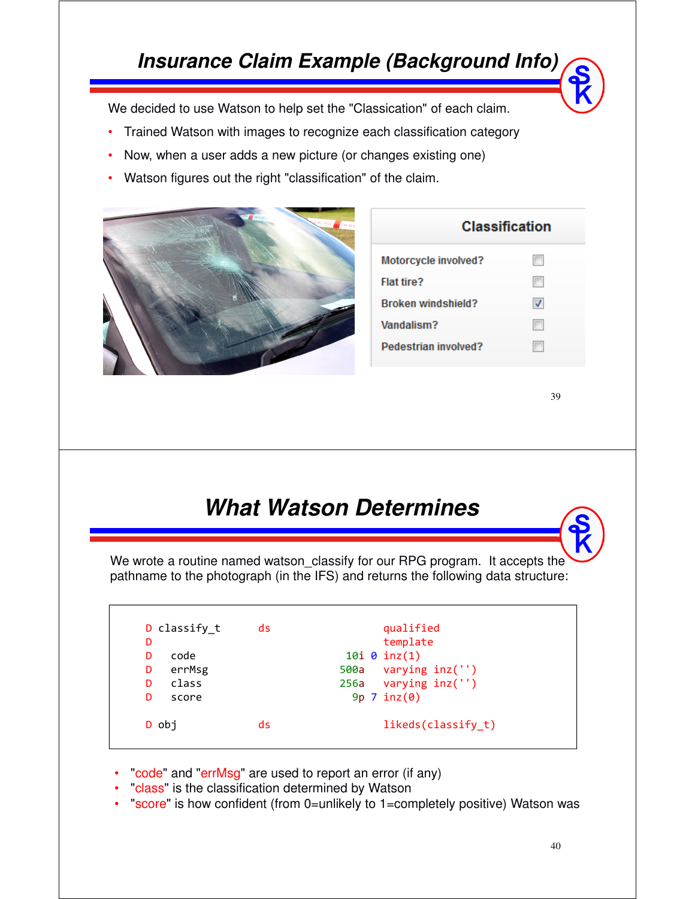## Insurance Claim Example (Background Info)

We decided to use Watson to help set the "Classication" of each claim.

- Trained Watson with images to recognize each classification category
- Now, when a user adds a new picture (or changes existing one)
- Watson figures out the right "classification" of the claim.

| Classification | |
|---|---|
| Motorcycle involved? | ☐ |
| Flat tire? | ☐ |
| Broken windshield? | ☑ |
| Vandalism? | ☐ |
| Pedestrian involved? | ☐ |

## What Watson Determines

We wrote a routine named watson_classify for our RPG program. It accepts the pathname to the photograph (in the IFS) and returns the following data structure:

```
D classify_t      ds                  qualified
D                                     template
D   code                        10i 0 inz(1)
D   errMsg                     500a   varying inz('')
D   class                      256a   varying inz('')
D   score                        9p 7 inz(0)

D obj             ds                  likeds(classify_t)
```

- "code" and "errMsg" are used to report an error (if any)
- "class" is the classification determined by Watson
- "score" is how confident (from 0=unlikely to 1=completely positive) Watson was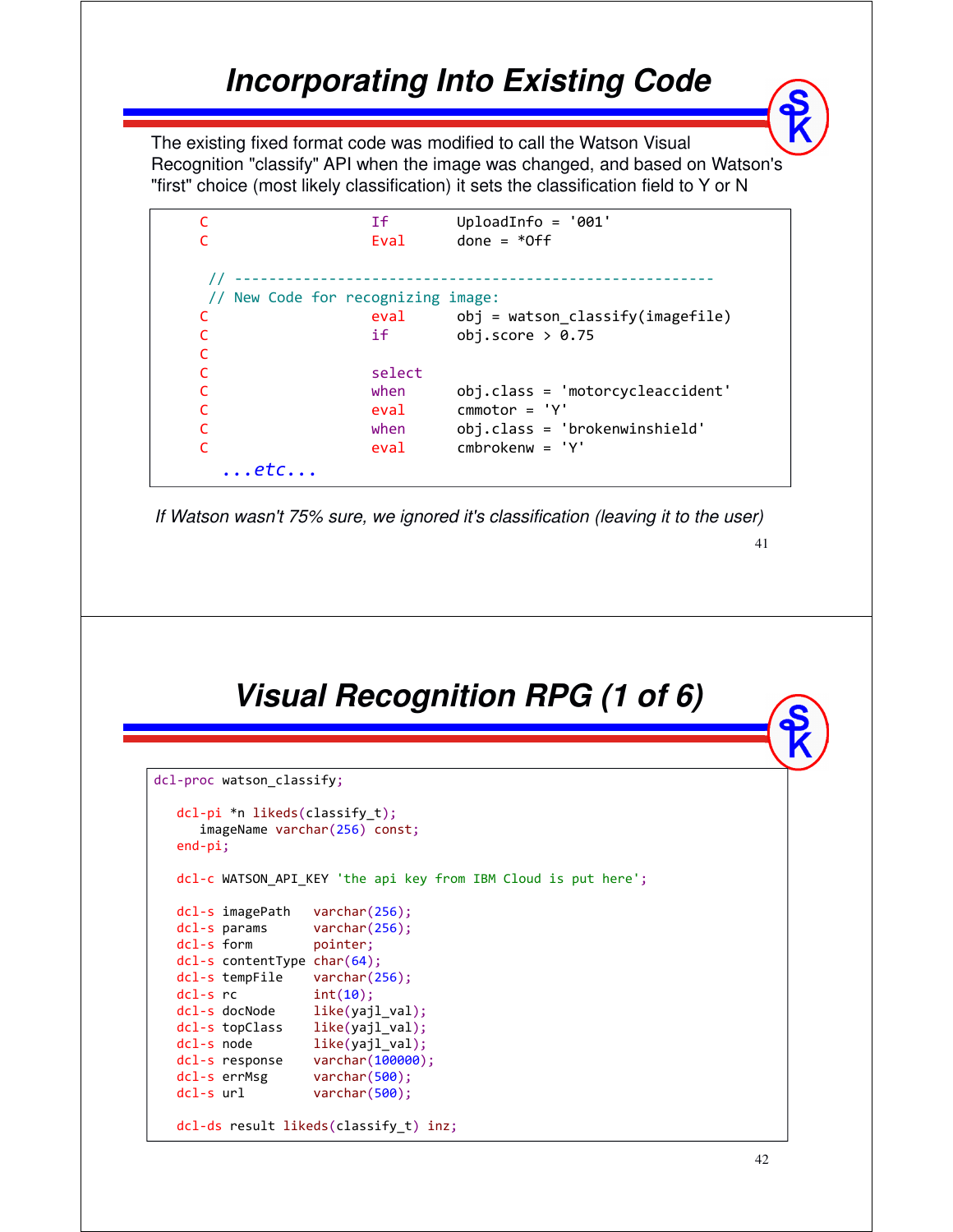# Incorporating Into Existing Code

The existing fixed format code was modified to call the Watson Visual Recognition "classify" API when the image was changed, and based on Watson's "first" choice (most likely classification) it sets the classification field to Y or N

```
     C                   If        UploadInfo = '001'
     C                   Eval      done = *Off

      // ---------------------------------------------------------
      // New Code for recognizing image:
     C                   eval      obj = watson_classify(imagefile)
     C                   if        obj.score > 0.75
     C
     C                   select
     C                   when      obj.class = 'motorcycleaccident'
     C                   eval      cmmotor = 'Y'
     C                   when      obj.class = 'brokenwinshield'
     C                   eval      cmbrokenw = 'Y'
       ...etc...
```

*If Watson wasn't 75% sure, we ignored it's classification (leaving it to the user)*

# Visual Recognition RPG (1 of 6)

```
dcl-proc watson_classify;

   dcl-pi *n likeds(classify_t);
      imageName varchar(256) const;
   end-pi;

   dcl-c WATSON_API_KEY 'the api key from IBM Cloud is put here';

   dcl-s imagePath   varchar(256);
   dcl-s params      varchar(256);
   dcl-s form        pointer;
   dcl-s contentType char(64);
   dcl-s tempFile    varchar(256);
   dcl-s rc          int(10);
   dcl-s docNode     like(yajl_val);
   dcl-s topClass    like(yajl_val);
   dcl-s node        like(yajl_val);
   dcl-s response    varchar(100000);
   dcl-s errMsg      varchar(500);
   dcl-s url         varchar(500);

   dcl-ds result likeds(classify_t) inz;
```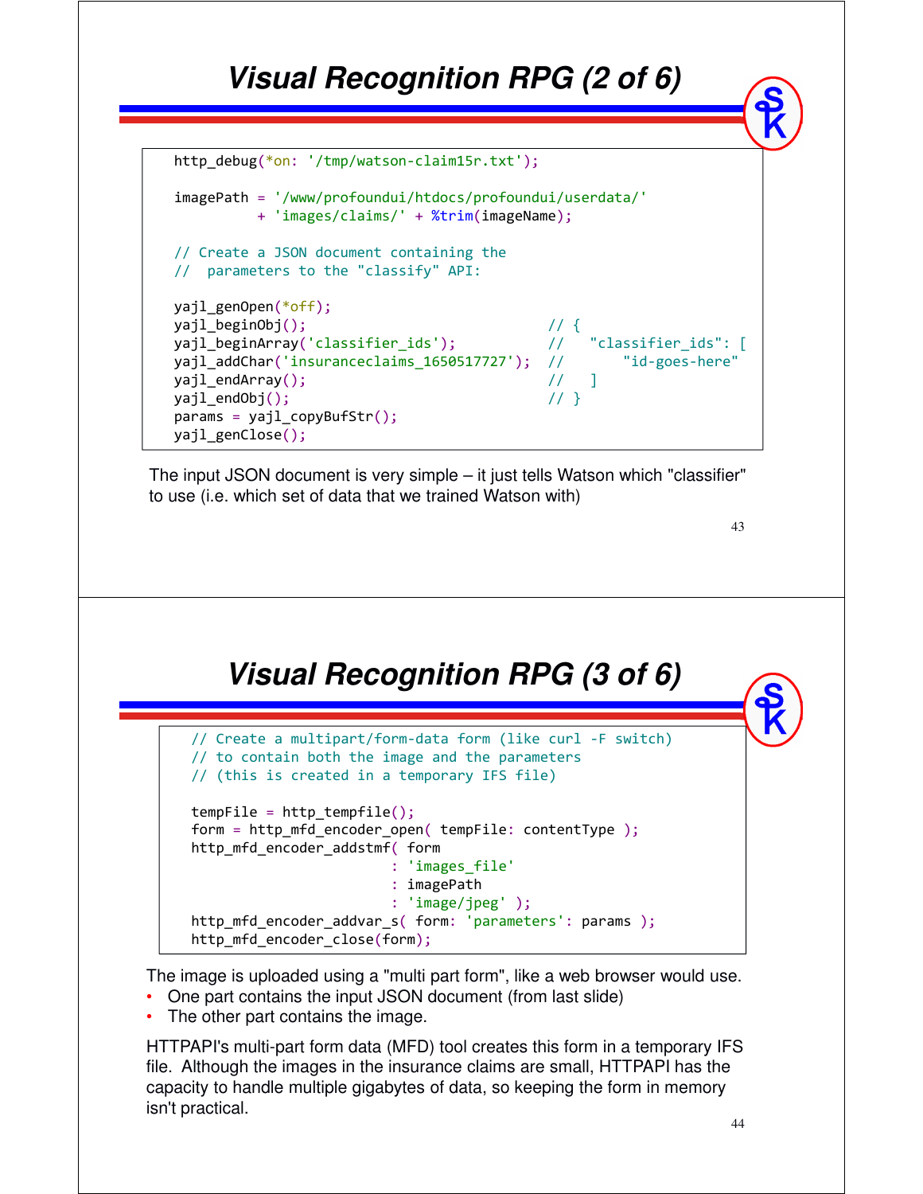## Visual Recognition RPG (2 of 6)

```
http_debug(*on: '/tmp/watson-claim15r.txt');

imagePath = '/www/profoundui/htdocs/profoundui/userdata/'
          + 'images/claims/' + %trim(imageName);

// Create a JSON document containing the
//  parameters to the "classify" API:

yajl_genOpen(*off);
yajl_beginObj();                               // {
yajl_beginArray('classifier_ids');             //   "classifier_ids": [
yajl_addChar('insuranceclaims_1650517727');    //       "id-goes-here"
yajl_endArray();                               //   ]
yajl_endObj();                                 // }
params = yajl_copyBufStr();
yajl_genClose();
```

The input JSON document is very simple – it just tells Watson which "classifier" to use (i.e. which set of data that we trained Watson with)

## Visual Recognition RPG (3 of 6)

```
// Create a multipart/form-data form (like curl -F switch)
// to contain both the image and the parameters
// (this is created in a temporary IFS file)

tempFile = http_tempfile();
form = http_mfd_encoder_open( tempFile: contentType );
http_mfd_encoder_addstmf( form
                        : 'images_file'
                        : imagePath
                        : 'image/jpeg' );
http_mfd_encoder_addvar_s( form: 'parameters': params );
http_mfd_encoder_close(form);
```

The image is uploaded using a "multi part form", like a web browser would use.

- One part contains the input JSON document (from last slide)
- The other part contains the image.

HTTPAPI's multi-part form data (MFD) tool creates this form in a temporary IFS file. Although the images in the insurance claims are small, HTTPAPI has the capacity to handle multiple gigabytes of data, so keeping the form in memory isn't practical.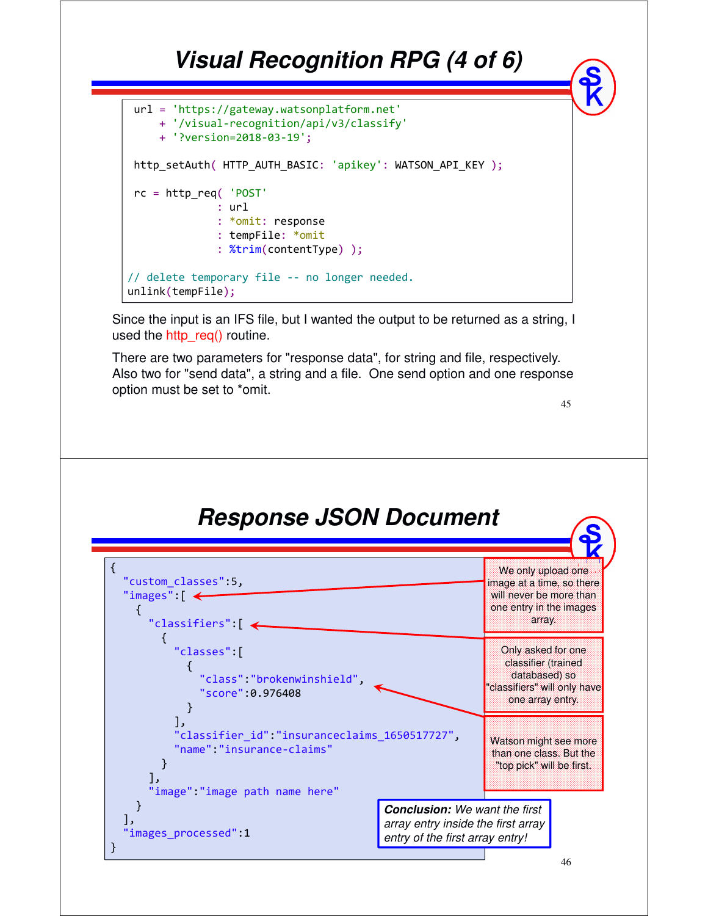# Visual Recognition RPG (4 of 6)

```
url = 'https://gateway.watsonplatform.net'
    + '/visual-recognition/api/v3/classify'
    + '?version=2018-03-19';

http_setAuth( HTTP_AUTH_BASIC: 'apikey': WATSON_API_KEY );

rc = http_req( 'POST'
             : url
             : *omit: response
             : tempFile: *omit
             : %trim(contentType) );

// delete temporary file -- no longer needed.
unlink(tempFile);
```

Since the input is an IFS file, but I wanted the output to be returned as a string, I used the http_req() routine.

There are two parameters for "response data", for string and file, respectively. Also two for "send data", a string and a file. One send option and one response option must be set to *omit.

# Response JSON Document

```
{
  "custom_classes":5,
  "images":[
    {
      "classifiers":[
        {
          "classes":[
            {
              "class":"brokenwinshield",
              "score":0.976408
            }
          ],
          "classifier_id":"insuranceclaims_1650517727",
          "name":"insurance-claims"
        }
      ],
      "image":"image path name here"
    }
  ],
  "images_processed":1
}
```

We only upload one image at a time, so there will never be more than one entry in the images array.

Only asked for one classifier (trained databased) so "classifiers" will only have one array entry.

Watson might see more than one class. But the "top pick" will be first.

***Conclusion:** We want the first array entry inside the first array entry of the first array entry!*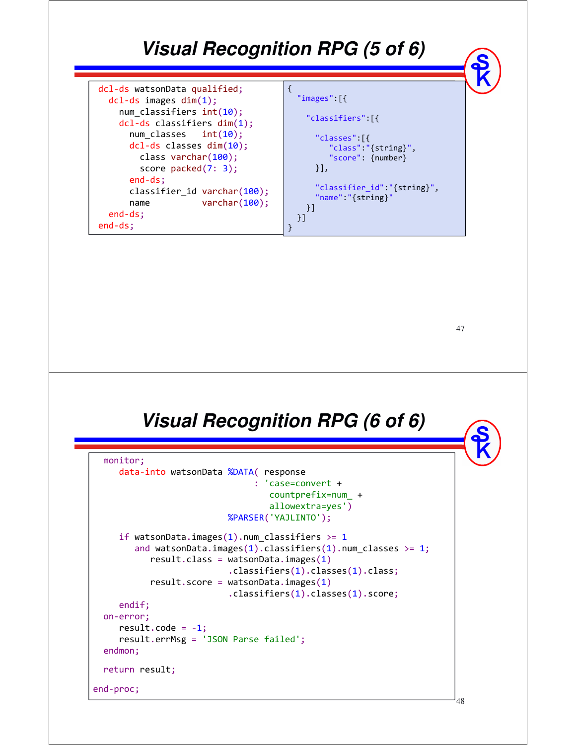# Visual Recognition RPG (5 of 6)

```
dcl-ds watsonData qualified;
  dcl-ds images dim(1);
    num_classifiers int(10);
    dcl-ds classifiers dim(1);
      num_classes   int(10);
      dcl-ds classes dim(10);
        class varchar(100);
        score packed(7: 3);
      end-ds;
      classifier_id varchar(100);
      name          varchar(100);
  end-ds;
end-ds;
```

```
{
  "images":[{

    "classifiers":[{

      "classes":[{
         "class":"{string}",
         "score": {number}
      }],

      "classifier_id":"{string}",
      "name":"{string}"
    }]
  }]
}
```

# Visual Recognition RPG (6 of 6)

```
  monitor;
     data-into watsonData %DATA( response
                               : 'case=convert +
                                  countprefix=num_ +
                                  allowextra=yes')
                          %PARSER('YAJLINTO');

     if watsonData.images(1).num_classifiers >= 1
        and watsonData.images(1).classifiers(1).num_classes >= 1;
           result.class = watsonData.images(1)
                          .classifiers(1).classes(1).class;
           result.score = watsonData.images(1)
                          .classifiers(1).classes(1).score;
     endif;
  on-error;
     result.code = -1;
     result.errMsg = 'JSON Parse failed';
  endmon;

  return result;

end-proc;
```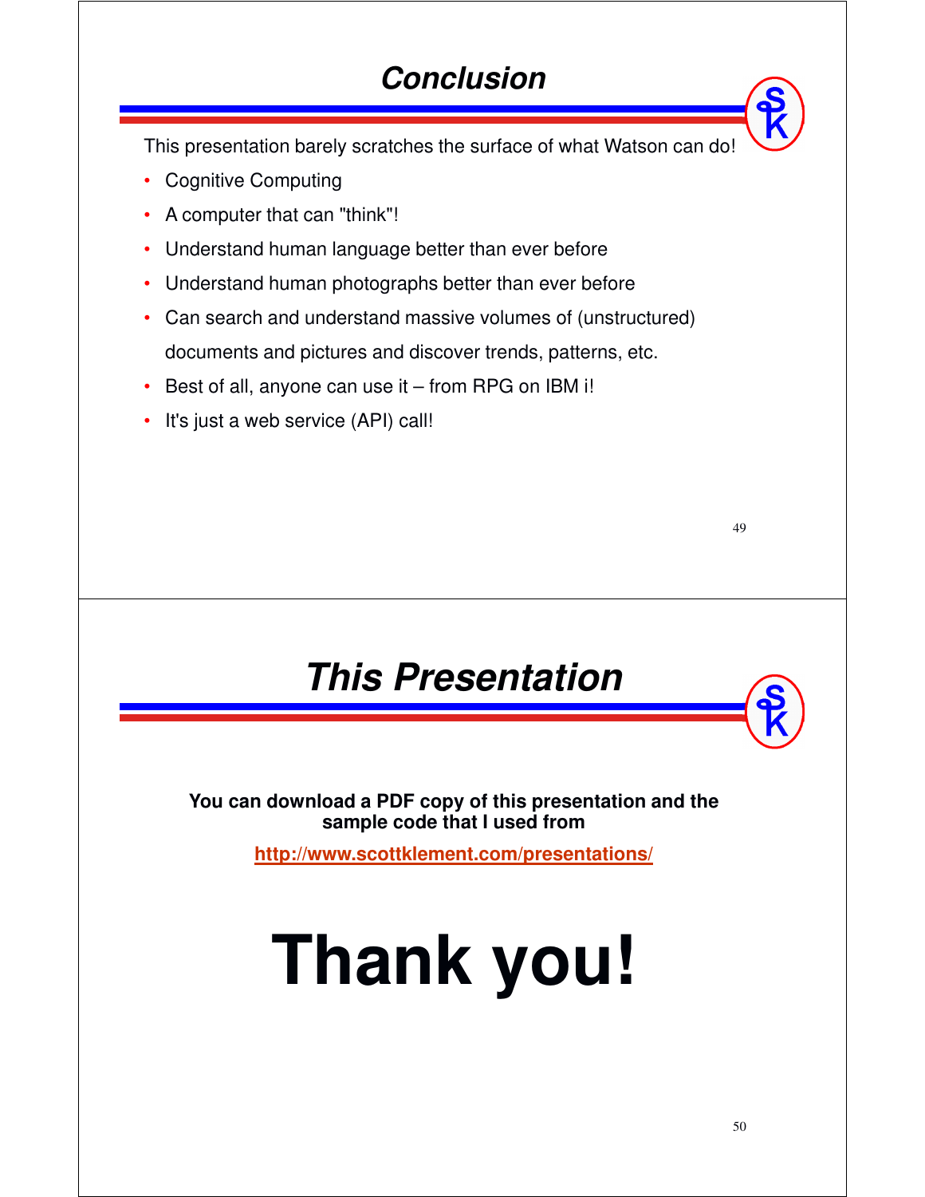## Conclusion

This presentation barely scratches the surface of what Watson can do!

- Cognitive Computing
- A computer that can "think"!
- Understand human language better than ever before
- Understand human photographs better than ever before
- Can search and understand massive volumes of (unstructured) documents and pictures and discover trends, patterns, etc.
- Best of all, anyone can use it – from RPG on IBM i!
- It's just a web service (API) call!

## This Presentation

**You can download a PDF copy of this presentation and the sample code that I used from**

**http://www.scottklement.com/presentations/**

# Thank you!